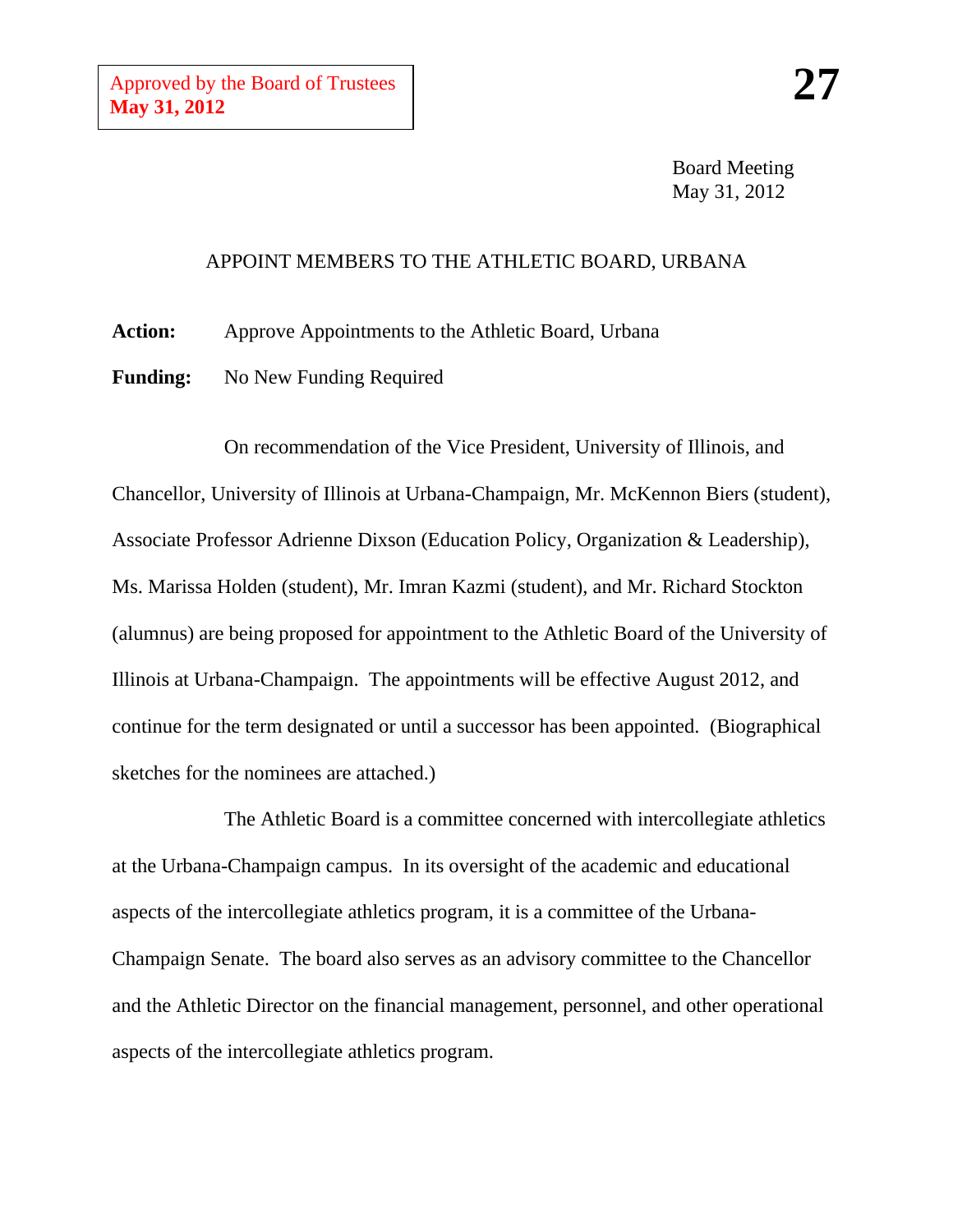Approved by the Board of Trustees
**May 31, 2012**

**27**

Board Meeting
May 31, 2012

# APPOINT MEMBERS TO THE ATHLETIC BOARD, URBANA

**Action:** Approve Appointments to the Athletic Board, Urbana

**Funding:** No New Funding Required

On recommendation of the Vice President, University of Illinois, and Chancellor, University of Illinois at Urbana-Champaign, Mr. McKennon Biers (student), Associate Professor Adrienne Dixson (Education Policy, Organization & Leadership), Ms. Marissa Holden (student), Mr. Imran Kazmi (student), and Mr. Richard Stockton (alumnus) are being proposed for appointment to the Athletic Board of the University of Illinois at Urbana-Champaign. The appointments will be effective August 2012, and continue for the term designated or until a successor has been appointed. (Biographical sketches for the nominees are attached.)

The Athletic Board is a committee concerned with intercollegiate athletics at the Urbana-Champaign campus. In its oversight of the academic and educational aspects of the intercollegiate athletics program, it is a committee of the Urbana-Champaign Senate. The board also serves as an advisory committee to the Chancellor and the Athletic Director on the financial management, personnel, and other operational aspects of the intercollegiate athletics program.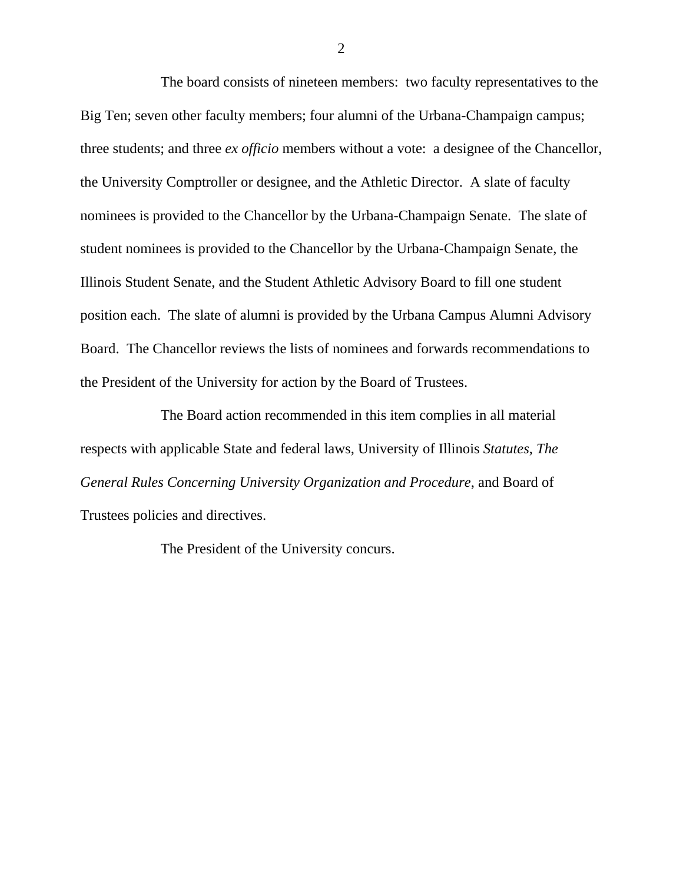The board consists of nineteen members: two faculty representatives to the Big Ten; seven other faculty members; four alumni of the Urbana-Champaign campus; three students; and three *ex officio* members without a vote: a designee of the Chancellor, the University Comptroller or designee, and the Athletic Director. A slate of faculty nominees is provided to the Chancellor by the Urbana-Champaign Senate. The slate of student nominees is provided to the Chancellor by the Urbana-Champaign Senate, the Illinois Student Senate, and the Student Athletic Advisory Board to fill one student position each. The slate of alumni is provided by the Urbana Campus Alumni Advisory Board. The Chancellor reviews the lists of nominees and forwards recommendations to the President of the University for action by the Board of Trustees.

The Board action recommended in this item complies in all material respects with applicable State and federal laws, University of Illinois *Statutes*, *The General Rules Concerning University Organization and Procedure*, and Board of Trustees policies and directives.

The President of the University concurs.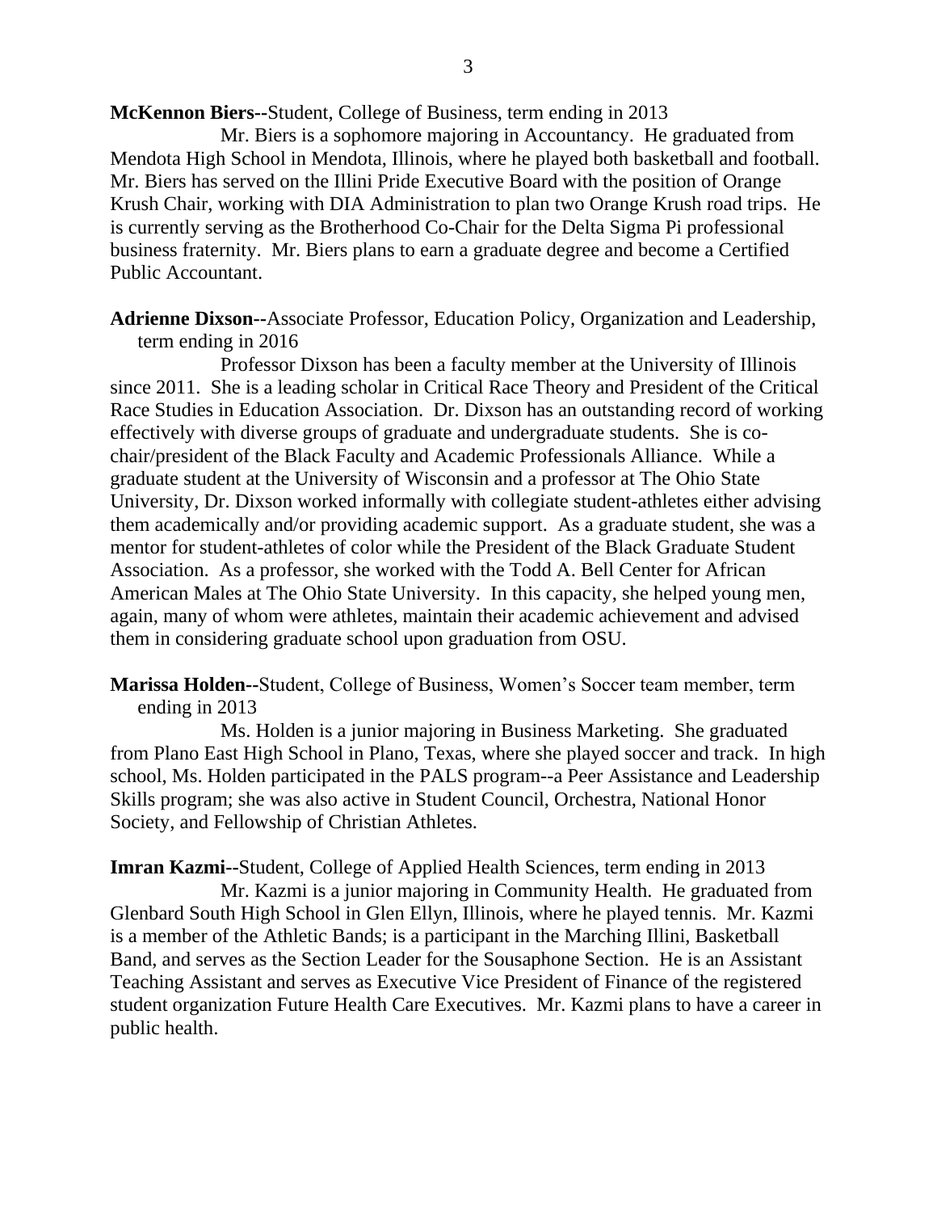**McKennon Biers--**Student, College of Business, term ending in 2013

Mr. Biers is a sophomore majoring in Accountancy. He graduated from Mendota High School in Mendota, Illinois, where he played both basketball and football. Mr. Biers has served on the Illini Pride Executive Board with the position of Orange Krush Chair, working with DIA Administration to plan two Orange Krush road trips. He is currently serving as the Brotherhood Co-Chair for the Delta Sigma Pi professional business fraternity. Mr. Biers plans to earn a graduate degree and become a Certified Public Accountant.

**Adrienne Dixson--**Associate Professor, Education Policy, Organization and Leadership, term ending in 2016

Professor Dixson has been a faculty member at the University of Illinois since 2011. She is a leading scholar in Critical Race Theory and President of the Critical Race Studies in Education Association. Dr. Dixson has an outstanding record of working effectively with diverse groups of graduate and undergraduate students. She is co-chair/president of the Black Faculty and Academic Professionals Alliance. While a graduate student at the University of Wisconsin and a professor at The Ohio State University, Dr. Dixson worked informally with collegiate student-athletes either advising them academically and/or providing academic support. As a graduate student, she was a mentor for student-athletes of color while the President of the Black Graduate Student Association. As a professor, she worked with the Todd A. Bell Center for African American Males at The Ohio State University. In this capacity, she helped young men, again, many of whom were athletes, maintain their academic achievement and advised them in considering graduate school upon graduation from OSU.

**Marissa Holden--**Student, College of Business, Women's Soccer team member, term ending in 2013

Ms. Holden is a junior majoring in Business Marketing. She graduated from Plano East High School in Plano, Texas, where she played soccer and track. In high school, Ms. Holden participated in the PALS program--a Peer Assistance and Leadership Skills program; she was also active in Student Council, Orchestra, National Honor Society, and Fellowship of Christian Athletes.

**Imran Kazmi--**Student, College of Applied Health Sciences, term ending in 2013

Mr. Kazmi is a junior majoring in Community Health. He graduated from Glenbard South High School in Glen Ellyn, Illinois, where he played tennis. Mr. Kazmi is a member of the Athletic Bands; is a participant in the Marching Illini, Basketball Band, and serves as the Section Leader for the Sousaphone Section. He is an Assistant Teaching Assistant and serves as Executive Vice President of Finance of the registered student organization Future Health Care Executives. Mr. Kazmi plans to have a career in public health.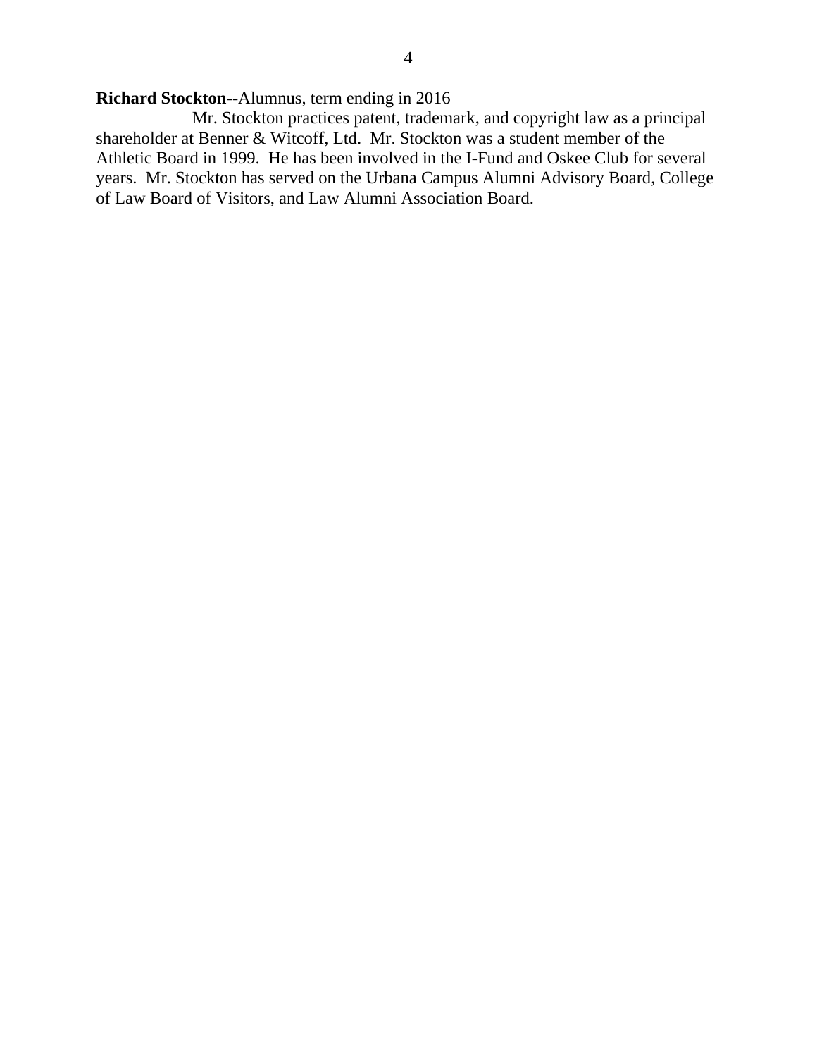**Richard Stockton--**Alumnus, term ending in 2016

Mr. Stockton practices patent, trademark, and copyright law as a principal shareholder at Benner & Witcoff, Ltd. Mr. Stockton was a student member of the Athletic Board in 1999. He has been involved in the I-Fund and Oskee Club for several years. Mr. Stockton has served on the Urbana Campus Alumni Advisory Board, College of Law Board of Visitors, and Law Alumni Association Board.